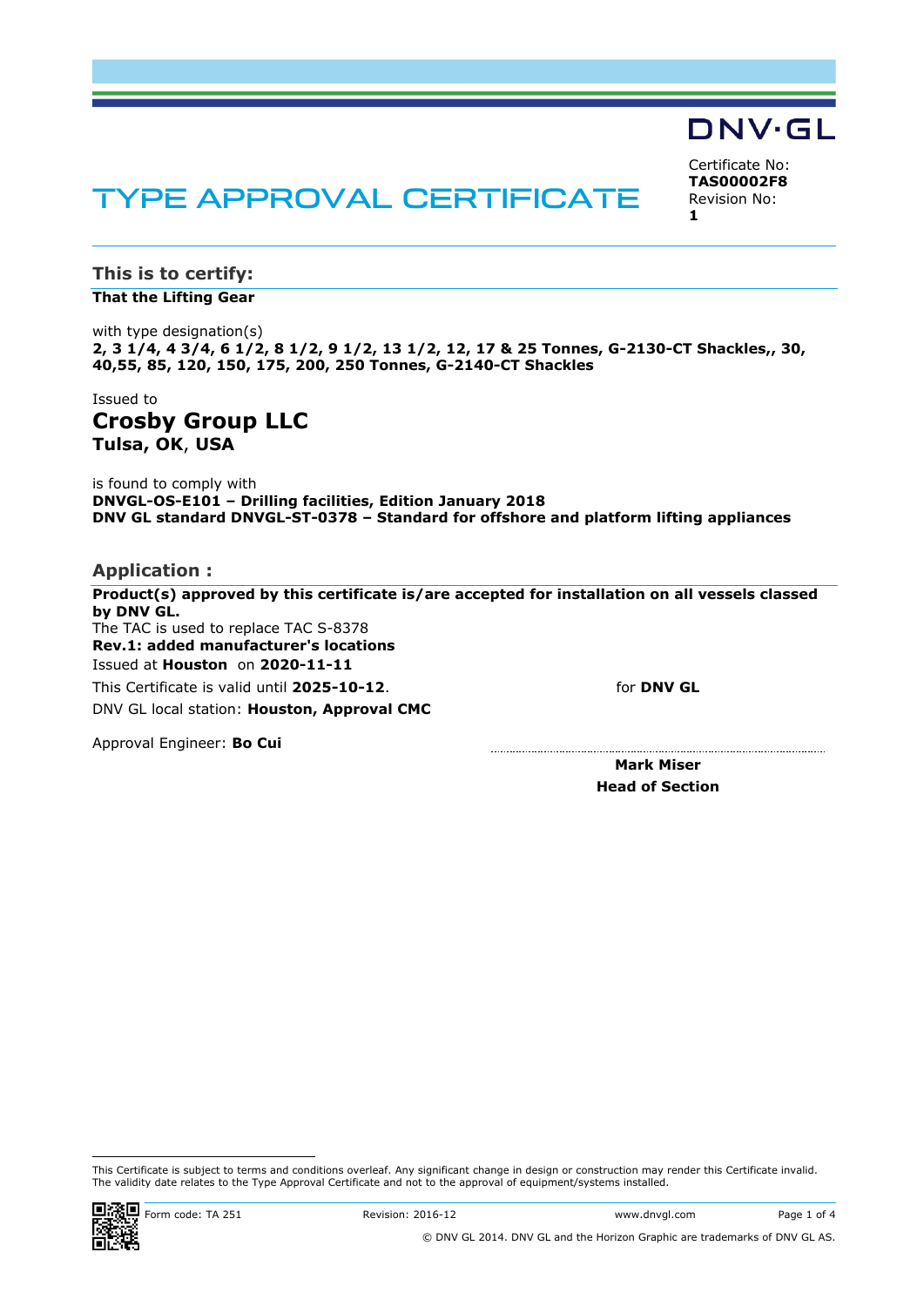DNV·GL

# TYPE APPROVAL CERTIFICATE

Certificate No:
**TAS00002F8**
Revision No:
**1**

## This is to certify:

**That the Lifting Gear**

with type designation(s)
**2, 3 1/4, 4 3/4, 6 1/2, 8 1/2, 9 1/2, 13 1/2, 12, 17 & 25 Tonnes, G-2130-CT Shackles,, 30, 40,55, 85, 120, 150, 175, 200, 250 Tonnes, G-2140-CT Shackles**

Issued to
# Crosby Group LLC
**Tulsa, OK, USA**

is found to comply with
**DNVGL-OS-E101 – Drilling facilities, Edition January 2018**
**DNV GL standard DNVGL-ST-0378 – Standard for offshore and platform lifting appliances**

## Application :

**Product(s) approved by this certificate is/are accepted for installation on all vessels classed by DNV GL.**
The TAC is used to replace TAC S-8378
**Rev.1: added manufacturer's locations**
Issued at **Houston** on **2020-11-11**

This Certificate is valid until **2025-10-12**.

DNV GL local station: **Houston, Approval CMC**

Approval Engineer: **Bo Cui**

for **DNV GL**

**Mark Miser**
**Head of Section**

This Certificate is subject to terms and conditions overleaf. Any significant change in design or construction may render this Certificate invalid. The validity date relates to the Type Approval Certificate and not to the approval of equipment/systems installed.

Form code: TA 251 Revision: 2016-12 www.dnvgl.com

© DNV GL 2014. DNV GL and the Horizon Graphic are trademarks of DNV GL AS.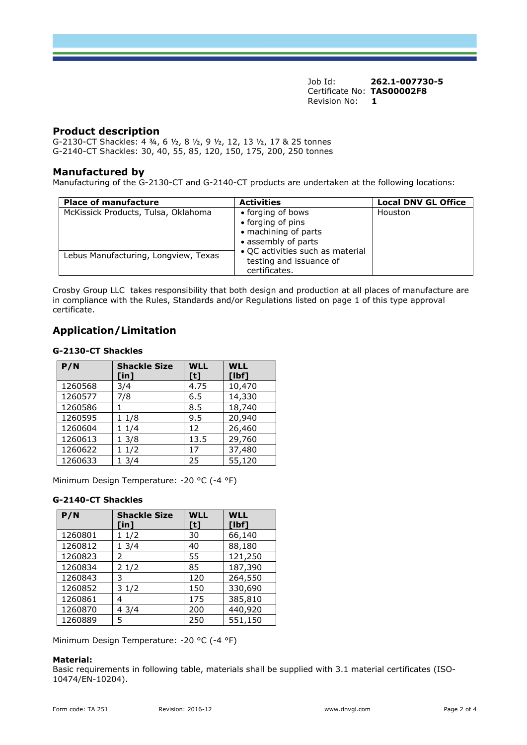Job Id: **262.1-007730-5**
Certificate No: **TAS00002F8**
Revision No: **1**

## Product description

G-2130-CT Shackles: 4 ¾, 6 ½, 8 ½, 9 ½, 12, 13 ½, 17 & 25 tonnes
G-2140-CT Shackles: 30, 40, 55, 85, 120, 150, 175, 200, 250 tonnes

## Manufactured by

Manufacturing of the G-2130-CT and G-2140-CT products are undertaken at the following locations:

| Place of manufacture | Activities | Local DNV GL Office |
|---|---|---|
| McKissick Products, Tulsa, Oklahoma<br><br>Lebus Manufacturing, Longview, Texas | • forging of bows<br>• forging of pins<br>• machining of parts<br>• assembly of parts<br>• QC activities such as material testing and issuance of certificates. | Houston |

Crosby Group LLC takes responsibility that both design and production at all places of manufacture are in compliance with the Rules, Standards and/or Regulations listed on page 1 of this type approval certificate.

## Application/Limitation

### G-2130-CT Shackles

| P/N | Shackle Size [in] | WLL [t] | WLL [lbf] |
|---|---|---|---|
| 1260568 | 3/4 | 4.75 | 10,470 |
| 1260577 | 7/8 | 6.5 | 14,330 |
| 1260586 | 1 | 8.5 | 18,740 |
| 1260595 | 1 1/8 | 9.5 | 20,940 |
| 1260604 | 1 1/4 | 12 | 26,460 |
| 1260613 | 1 3/8 | 13.5 | 29,760 |
| 1260622 | 1 1/2 | 17 | 37,480 |
| 1260633 | 1 3/4 | 25 | 55,120 |

Minimum Design Temperature: -20 °C (-4 °F)

### G-2140-CT Shackles

| P/N | Shackle Size [in] | WLL [t] | WLL [lbf] |
|---|---|---|---|
| 1260801 | 1 1/2 | 30 | 66,140 |
| 1260812 | 1 3/4 | 40 | 88,180 |
| 1260823 | 2 | 55 | 121,250 |
| 1260834 | 2 1/2 | 85 | 187,390 |
| 1260843 | 3 | 120 | 264,550 |
| 1260852 | 3 1/2 | 150 | 330,690 |
| 1260861 | 4 | 175 | 385,810 |
| 1260870 | 4 3/4 | 200 | 440,920 |
| 1260889 | 5 | 250 | 551,150 |

Minimum Design Temperature: -20 °C (-4 °F)

**Material:**
Basic requirements in following table, materials shall be supplied with 3.1 material certificates (ISO-10474/EN-10204).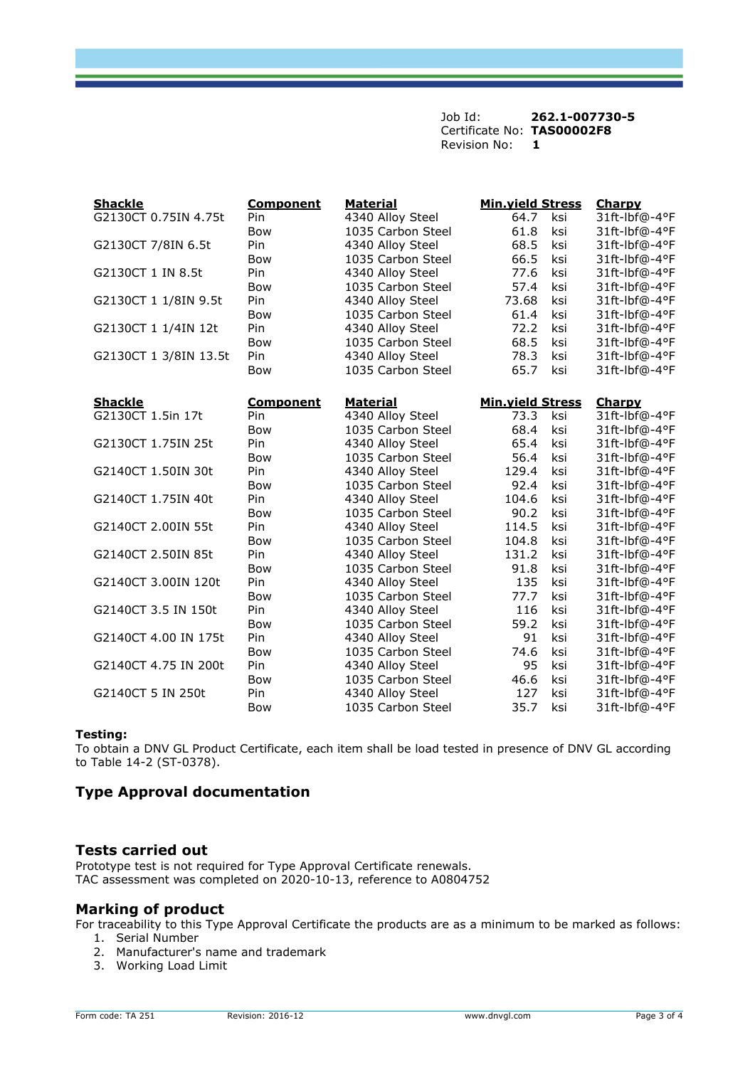Job Id: **262.1-007730-5**
Certificate No: **TAS00002F8**
Revision No: **1**

| Shackle | Component | Material | Min.yield Stress | | Charpy |
|---|---|---|---|---|---|
| G2130CT 0.75IN 4.75t | Pin | 4340 Alloy Steel | 64.7 | ksi | 31ft-lbf@-4°F |
| | Bow | 1035 Carbon Steel | 61.8 | ksi | 31ft-lbf@-4°F |
| G2130CT 7/8IN 6.5t | Pin | 4340 Alloy Steel | 68.5 | ksi | 31ft-lbf@-4°F |
| | Bow | 1035 Carbon Steel | 66.5 | ksi | 31ft-lbf@-4°F |
| G2130CT 1 IN 8.5t | Pin | 4340 Alloy Steel | 77.6 | ksi | 31ft-lbf@-4°F |
| | Bow | 1035 Carbon Steel | 57.4 | ksi | 31ft-lbf@-4°F |
| G2130CT 1 1/8IN 9.5t | Pin | 4340 Alloy Steel | 73.68 | ksi | 31ft-lbf@-4°F |
| | Bow | 1035 Carbon Steel | 61.4 | ksi | 31ft-lbf@-4°F |
| G2130CT 1 1/4IN 12t | Pin | 4340 Alloy Steel | 72.2 | ksi | 31ft-lbf@-4°F |
| | Bow | 1035 Carbon Steel | 68.5 | ksi | 31ft-lbf@-4°F |
| G2130CT 1 3/8IN 13.5t | Pin | 4340 Alloy Steel | 78.3 | ksi | 31ft-lbf@-4°F |
| | Bow | 1035 Carbon Steel | 65.7 | ksi | 31ft-lbf@-4°F |

| Shackle | Component | Material | Min.yield Stress | | Charpy |
|---|---|---|---|---|---|
| G2130CT 1.5in 17t | Pin | 4340 Alloy Steel | 73.3 | ksi | 31ft-lbf@-4°F |
| | Bow | 1035 Carbon Steel | 68.4 | ksi | 31ft-lbf@-4°F |
| G2130CT 1.75IN 25t | Pin | 4340 Alloy Steel | 65.4 | ksi | 31ft-lbf@-4°F |
| | Bow | 1035 Carbon Steel | 56.4 | ksi | 31ft-lbf@-4°F |
| G2140CT 1.50IN 30t | Pin | 4340 Alloy Steel | 129.4 | ksi | 31ft-lbf@-4°F |
| | Bow | 1035 Carbon Steel | 92.4 | ksi | 31ft-lbf@-4°F |
| G2140CT 1.75IN 40t | Pin | 4340 Alloy Steel | 104.6 | ksi | 31ft-lbf@-4°F |
| | Bow | 1035 Carbon Steel | 90.2 | ksi | 31ft-lbf@-4°F |
| G2140CT 2.00IN 55t | Pin | 4340 Alloy Steel | 114.5 | ksi | 31ft-lbf@-4°F |
| | Bow | 1035 Carbon Steel | 104.8 | ksi | 31ft-lbf@-4°F |
| G2140CT 2.50IN 85t | Pin | 4340 Alloy Steel | 131.2 | ksi | 31ft-lbf@-4°F |
| | Bow | 1035 Carbon Steel | 91.8 | ksi | 31ft-lbf@-4°F |
| G2140CT 3.00IN 120t | Pin | 4340 Alloy Steel | 135 | ksi | 31ft-lbf@-4°F |
| | Bow | 1035 Carbon Steel | 77.7 | ksi | 31ft-lbf@-4°F |
| G2140CT 3.5 IN 150t | Pin | 4340 Alloy Steel | 116 | ksi | 31ft-lbf@-4°F |
| | Bow | 1035 Carbon Steel | 59.2 | ksi | 31ft-lbf@-4°F |
| G2140CT 4.00 IN 175t | Pin | 4340 Alloy Steel | 91 | ksi | 31ft-lbf@-4°F |
| | Bow | 1035 Carbon Steel | 74.6 | ksi | 31ft-lbf@-4°F |
| G2140CT 4.75 IN 200t | Pin | 4340 Alloy Steel | 95 | ksi | 31ft-lbf@-4°F |
| | Bow | 1035 Carbon Steel | 46.6 | ksi | 31ft-lbf@-4°F |
| G2140CT 5 IN 250t | Pin | 4340 Alloy Steel | 127 | ksi | 31ft-lbf@-4°F |
| | Bow | 1035 Carbon Steel | 35.7 | ksi | 31ft-lbf@-4°F |

**Testing:**
To obtain a DNV GL Product Certificate, each item shall be load tested in presence of DNV GL according to Table 14-2 (ST-0378).

## Type Approval documentation

## Tests carried out

Prototype test is not required for Type Approval Certificate renewals.
TAC assessment was completed on 2020-10-13, reference to A0804752

## Marking of product

For traceability to this Type Approval Certificate the products are as a minimum to be marked as follows:

1. Serial Number
2. Manufacturer's name and trademark
3. Working Load Limit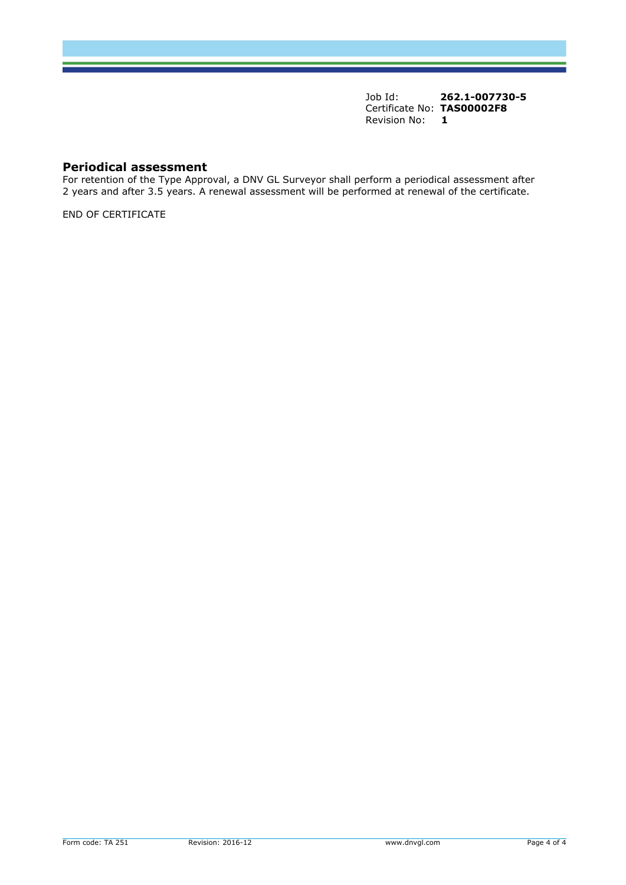Job Id: **262.1-007730-5**
Certificate No: **TAS00002F8**
Revision No: **1**

## Periodical assessment

For retention of the Type Approval, a DNV GL Surveyor shall perform a periodical assessment after 2 years and after 3.5 years. A renewal assessment will be performed at renewal of the certificate.

END OF CERTIFICATE